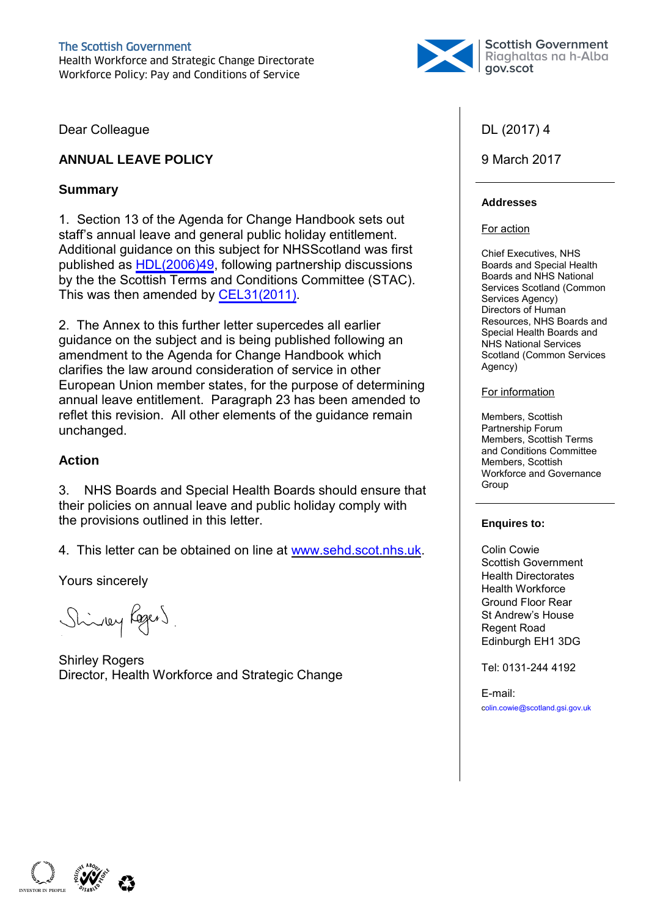The Scottish Government
Health Workforce and Strategic Change Directorate
Workforce Policy: Pay and Conditions of Service

Scottish Government
Riaghaltas na h-Alba
gov.scot

DL (2017) 4

9 March 2017

**Addresses**

For action

Chief Executives, NHS Boards and Special Health Boards and NHS National Services Scotland (Common Services Agency)
Directors of Human Resources, NHS Boards and Special Health Boards and NHS National Services Scotland (Common Services Agency)

For information

Members, Scottish Partnership Forum
Members, Scottish Terms and Conditions Committee
Members, Scottish Workforce and Governance Group

**Enquires to:**

Colin Cowie
Scottish Government
Health Directorates
Health Workforce
Ground Floor Rear
St Andrew's House
Regent Road
Edinburgh EH1 3DG

Tel: 0131-244 4192

E-mail:
colin.cowie@scotland.gsi.gov.uk

Dear Colleague

**ANNUAL LEAVE POLICY**

## Summary

1. Section 13 of the Agenda for Change Handbook sets out staff's annual leave and general public holiday entitlement. Additional guidance on this subject for NHSScotland was first published as HDL(2006)49, following partnership discussions by the the Scottish Terms and Conditions Committee (STAC). This was then amended by CEL31(2011).

2. The Annex to this further letter supercedes all earlier guidance on the subject and is being published following an amendment to the Agenda for Change Handbook which clarifies the law around consideration of service in other European Union member states, for the purpose of determining annual leave entitlement. Paragraph 23 has been amended to reflet this revision. All other elements of the guidance remain unchanged.

## Action

3. NHS Boards and Special Health Boards should ensure that their policies on annual leave and public holiday comply with the provisions outlined in this letter.

4. This letter can be obtained on line at www.sehd.scot.nhs.uk.

Yours sincerely

Shirley Rogers
Director, Health Workforce and Strategic Change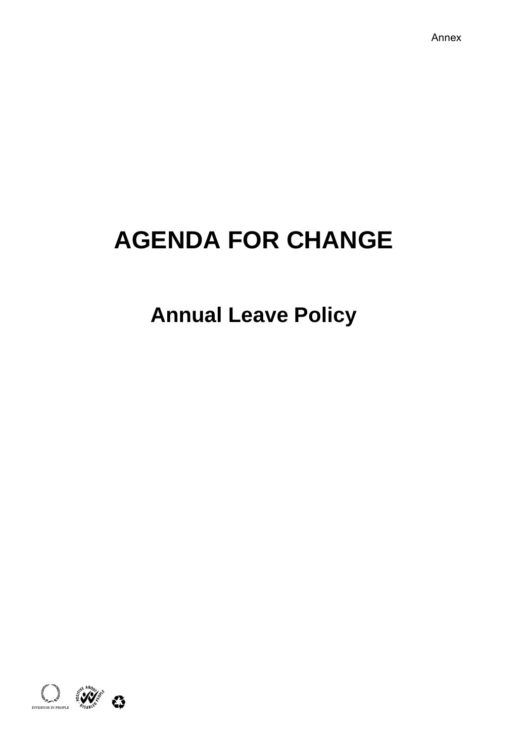Annex

# AGENDA FOR CHANGE

## Annual Leave Policy

INVESTOR IN PEOPLE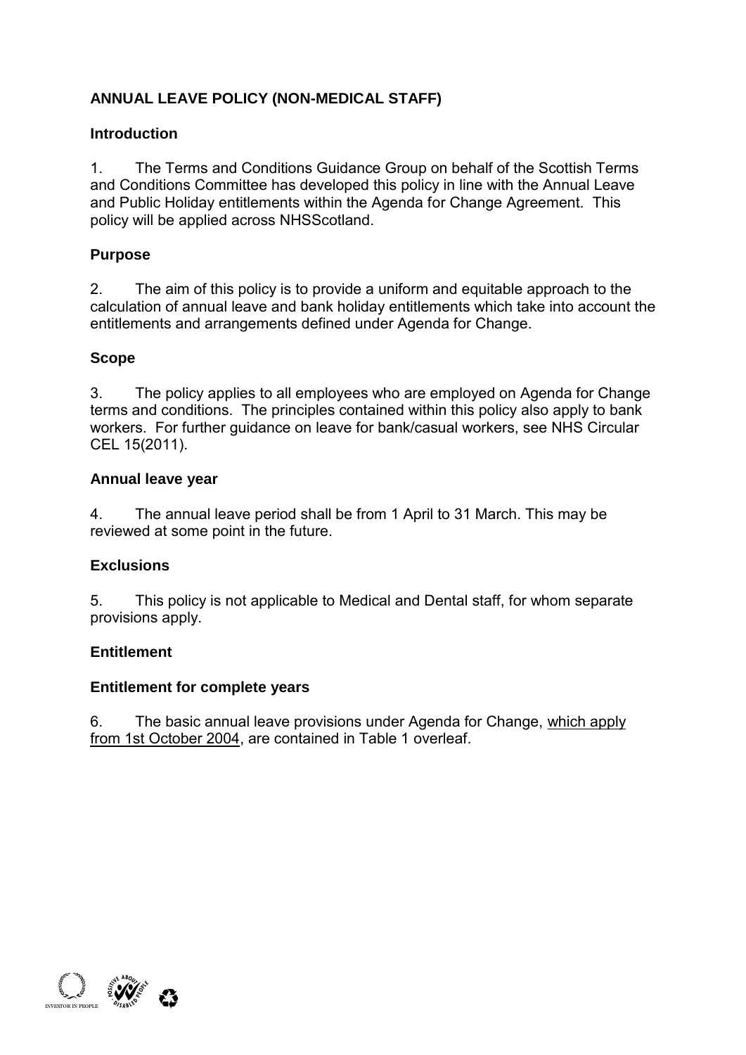**ANNUAL LEAVE POLICY (NON-MEDICAL STAFF)**

**Introduction**

1. The Terms and Conditions Guidance Group on behalf of the Scottish Terms and Conditions Committee has developed this policy in line with the Annual Leave and Public Holiday entitlements within the Agenda for Change Agreement. This policy will be applied across NHSScotland.

**Purpose**

2. The aim of this policy is to provide a uniform and equitable approach to the calculation of annual leave and bank holiday entitlements which take into account the entitlements and arrangements defined under Agenda for Change.

**Scope**

3. The policy applies to all employees who are employed on Agenda for Change terms and conditions. The principles contained within this policy also apply to bank workers. For further guidance on leave for bank/casual workers, see NHS Circular CEL 15(2011).

**Annual leave year**

4. The annual leave period shall be from 1 April to 31 March. This may be reviewed at some point in the future.

**Exclusions**

5. This policy is not applicable to Medical and Dental staff, for whom separate provisions apply.

**Entitlement**

**Entitlement for complete years**

6. The basic annual leave provisions under Agenda for Change, which apply from 1st October 2004, are contained in Table 1 overleaf.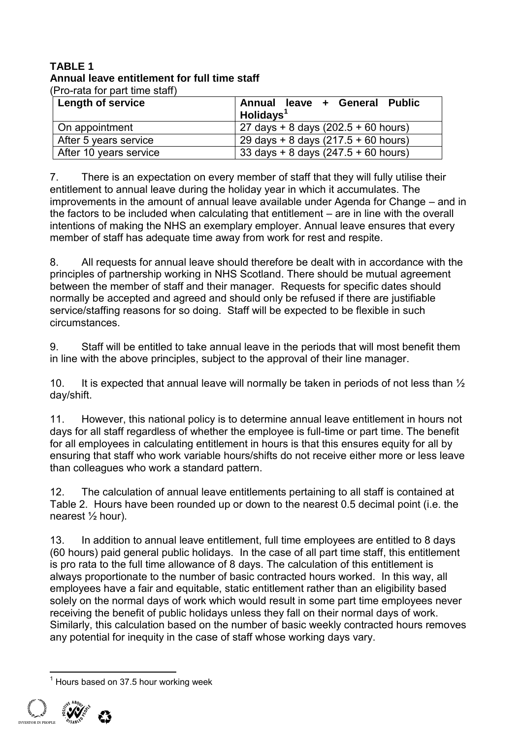**TABLE 1**
**Annual leave entitlement for full time staff**
(Pro-rata for part time staff)

| Length of service | Annual leave + General Public Holidays[1] |
|---|---|
| On appointment | 27 days + 8 days (202.5 + 60 hours) |
| After 5 years service | 29 days + 8 days (217.5 + 60 hours) |
| After 10 years service | 33 days + 8 days (247.5 + 60 hours) |

7. There is an expectation on every member of staff that they will fully utilise their entitlement to annual leave during the holiday year in which it accumulates. The improvements in the amount of annual leave available under Agenda for Change – and in the factors to be included when calculating that entitlement – are in line with the overall intentions of making the NHS an exemplary employer. Annual leave ensures that every member of staff has adequate time away from work for rest and respite.

8. All requests for annual leave should therefore be dealt with in accordance with the principles of partnership working in NHS Scotland. There should be mutual agreement between the member of staff and their manager. Requests for specific dates should normally be accepted and agreed and should only be refused if there are justifiable service/staffing reasons for so doing. Staff will be expected to be flexible in such circumstances.

9. Staff will be entitled to take annual leave in the periods that will most benefit them in line with the above principles, subject to the approval of their line manager.

10. It is expected that annual leave will normally be taken in periods of not less than ½ day/shift.

11. However, this national policy is to determine annual leave entitlement in hours not days for all staff regardless of whether the employee is full-time or part time. The benefit for all employees in calculating entitlement in hours is that this ensures equity for all by ensuring that staff who work variable hours/shifts do not receive either more or less leave than colleagues who work a standard pattern.

12. The calculation of annual leave entitlements pertaining to all staff is contained at Table 2. Hours have been rounded up or down to the nearest 0.5 decimal point (i.e. the nearest ½ hour).

13. In addition to annual leave entitlement, full time employees are entitled to 8 days (60 hours) paid general public holidays. In the case of all part time staff, this entitlement is pro rata to the full time allowance of 8 days. The calculation of this entitlement is always proportionate to the number of basic contracted hours worked. In this way, all employees have a fair and equitable, static entitlement rather than an eligibility based solely on the normal days of work which would result in some part time employees never receiving the benefit of public holidays unless they fall on their normal days of work. Similarly, this calculation based on the number of basic weekly contracted hours removes any potential for inequity in the case of staff whose working days vary.

[1] Hours based on 37.5 hour working week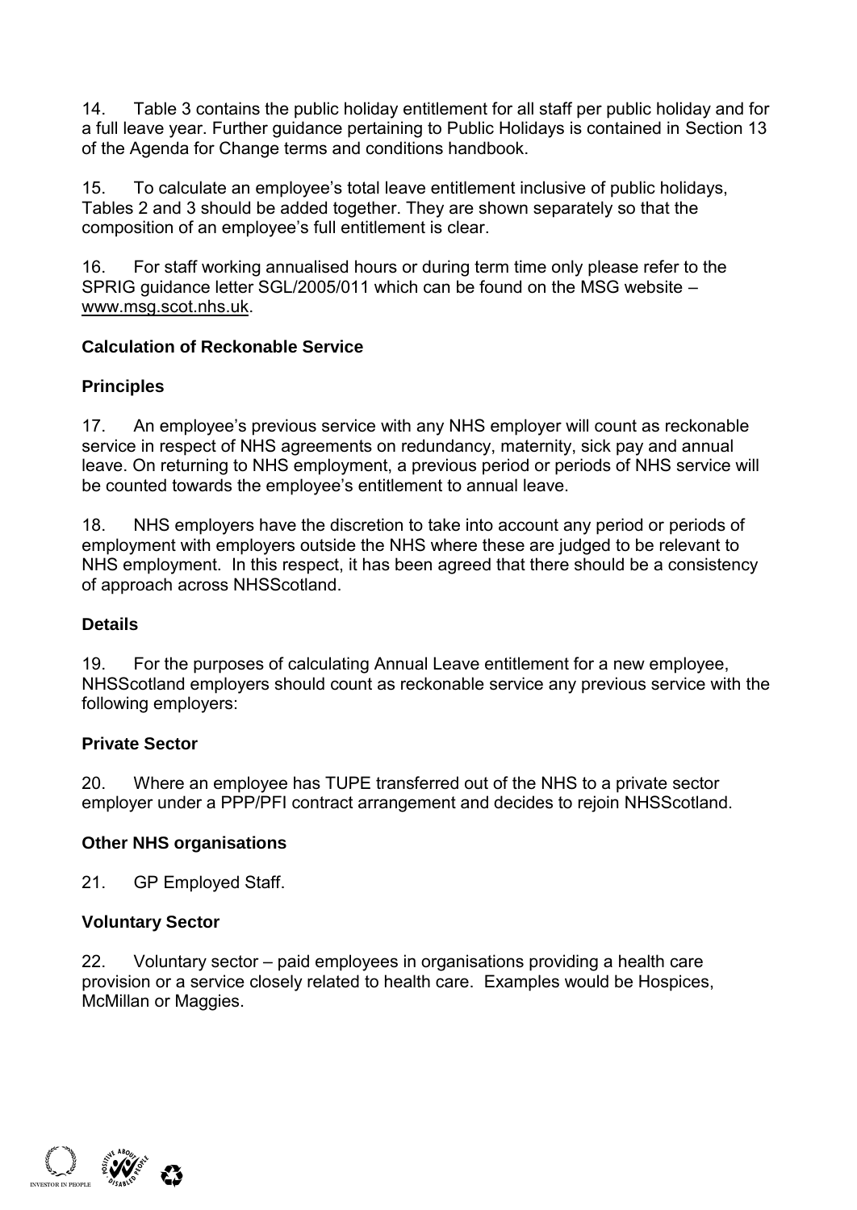14. Table 3 contains the public holiday entitlement for all staff per public holiday and for a full leave year. Further guidance pertaining to Public Holidays is contained in Section 13 of the Agenda for Change terms and conditions handbook.

15. To calculate an employee's total leave entitlement inclusive of public holidays, Tables 2 and 3 should be added together. They are shown separately so that the composition of an employee's full entitlement is clear.

16. For staff working annualised hours or during term time only please refer to the SPRIG guidance letter SGL/2005/011 which can be found on the MSG website – www.msg.scot.nhs.uk.

**Calculation of Reckonable Service**

**Principles**

17. An employee's previous service with any NHS employer will count as reckonable service in respect of NHS agreements on redundancy, maternity, sick pay and annual leave. On returning to NHS employment, a previous period or periods of NHS service will be counted towards the employee's entitlement to annual leave.

18. NHS employers have the discretion to take into account any period or periods of employment with employers outside the NHS where these are judged to be relevant to NHS employment. In this respect, it has been agreed that there should be a consistency of approach across NHSScotland.

**Details**

19. For the purposes of calculating Annual Leave entitlement for a new employee, NHSScotland employers should count as reckonable service any previous service with the following employers:

**Private Sector**

20. Where an employee has TUPE transferred out of the NHS to a private sector employer under a PPP/PFI contract arrangement and decides to rejoin NHSScotland.

**Other NHS organisations**

21. GP Employed Staff.

**Voluntary Sector**

22. Voluntary sector – paid employees in organisations providing a health care provision or a service closely related to health care. Examples would be Hospices, McMillan or Maggies.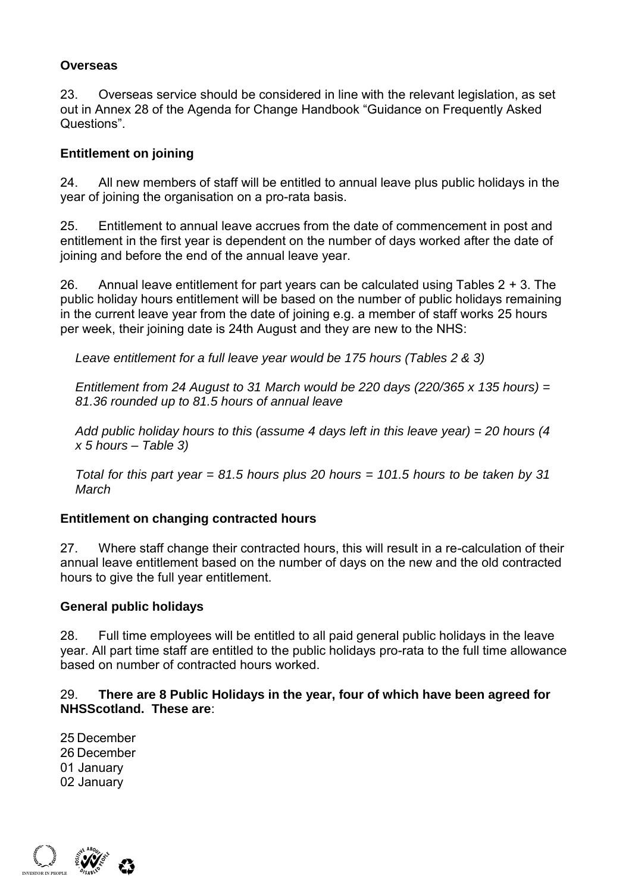**Overseas**

23. Overseas service should be considered in line with the relevant legislation, as set out in Annex 28 of the Agenda for Change Handbook "Guidance on Frequently Asked Questions".

**Entitlement on joining**

24. All new members of staff will be entitled to annual leave plus public holidays in the year of joining the organisation on a pro-rata basis.

25. Entitlement to annual leave accrues from the date of commencement in post and entitlement in the first year is dependent on the number of days worked after the date of joining and before the end of the annual leave year.

26. Annual leave entitlement for part years can be calculated using Tables 2 + 3. The public holiday hours entitlement will be based on the number of public holidays remaining in the current leave year from the date of joining e.g. a member of staff works 25 hours per week, their joining date is 24th August and they are new to the NHS:

*Leave entitlement for a full leave year would be 175 hours (Tables 2 & 3)*

*Entitlement from 24 August to 31 March would be 220 days (220/365 x 135 hours) = 81.36 rounded up to 81.5 hours of annual leave*

*Add public holiday hours to this (assume 4 days left in this leave year) = 20 hours (4 x 5 hours – Table 3)*

*Total for this part year = 81.5 hours plus 20 hours = 101.5 hours to be taken by 31 March*

**Entitlement on changing contracted hours**

27. Where staff change their contracted hours, this will result in a re-calculation of their annual leave entitlement based on the number of days on the new and the old contracted hours to give the full year entitlement.

**General public holidays**

28. Full time employees will be entitled to all paid general public holidays in the leave year. All part time staff are entitled to the public holidays pro-rata to the full time allowance based on number of contracted hours worked.

29. **There are 8 Public Holidays in the year, four of which have been agreed for NHSScotland. These are**:

25 December
26 December
01 January
02 January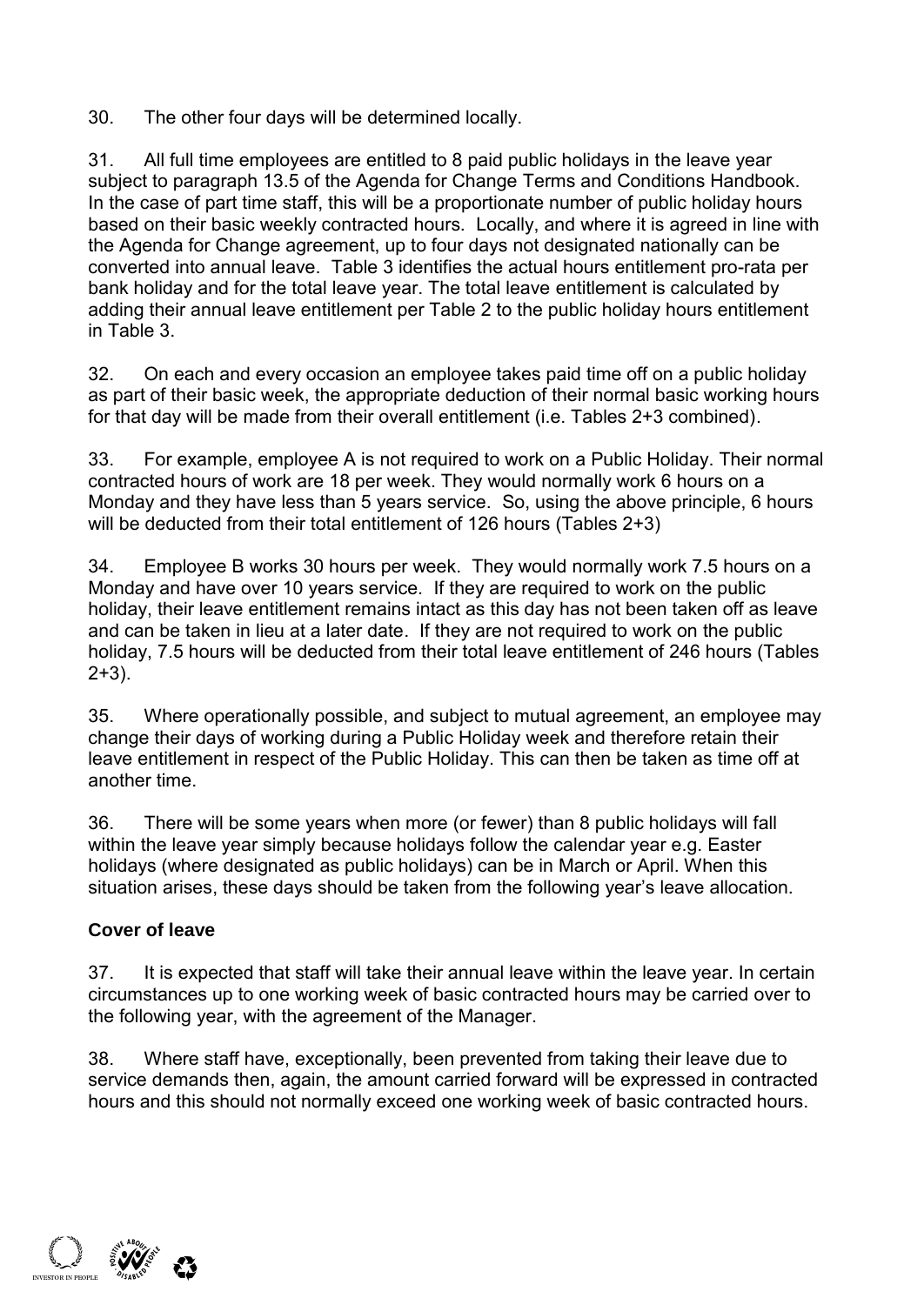30. The other four days will be determined locally.

31. All full time employees are entitled to 8 paid public holidays in the leave year subject to paragraph 13.5 of the Agenda for Change Terms and Conditions Handbook. In the case of part time staff, this will be a proportionate number of public holiday hours based on their basic weekly contracted hours. Locally, and where it is agreed in line with the Agenda for Change agreement, up to four days not designated nationally can be converted into annual leave. Table 3 identifies the actual hours entitlement pro-rata per bank holiday and for the total leave year. The total leave entitlement is calculated by adding their annual leave entitlement per Table 2 to the public holiday hours entitlement in Table 3.

32. On each and every occasion an employee takes paid time off on a public holiday as part of their basic week, the appropriate deduction of their normal basic working hours for that day will be made from their overall entitlement (i.e. Tables 2+3 combined).

33. For example, employee A is not required to work on a Public Holiday. Their normal contracted hours of work are 18 per week. They would normally work 6 hours on a Monday and they have less than 5 years service. So, using the above principle, 6 hours will be deducted from their total entitlement of 126 hours (Tables 2+3)

34. Employee B works 30 hours per week. They would normally work 7.5 hours on a Monday and have over 10 years service. If they are required to work on the public holiday, their leave entitlement remains intact as this day has not been taken off as leave and can be taken in lieu at a later date. If they are not required to work on the public holiday, 7.5 hours will be deducted from their total leave entitlement of 246 hours (Tables 2+3).

35. Where operationally possible, and subject to mutual agreement, an employee may change their days of working during a Public Holiday week and therefore retain their leave entitlement in respect of the Public Holiday. This can then be taken as time off at another time.

36. There will be some years when more (or fewer) than 8 public holidays will fall within the leave year simply because holidays follow the calendar year e.g. Easter holidays (where designated as public holidays) can be in March or April. When this situation arises, these days should be taken from the following year's leave allocation.

**Cover of leave**

37. It is expected that staff will take their annual leave within the leave year. In certain circumstances up to one working week of basic contracted hours may be carried over to the following year, with the agreement of the Manager.

38. Where staff have, exceptionally, been prevented from taking their leave due to service demands then, again, the amount carried forward will be expressed in contracted hours and this should not normally exceed one working week of basic contracted hours.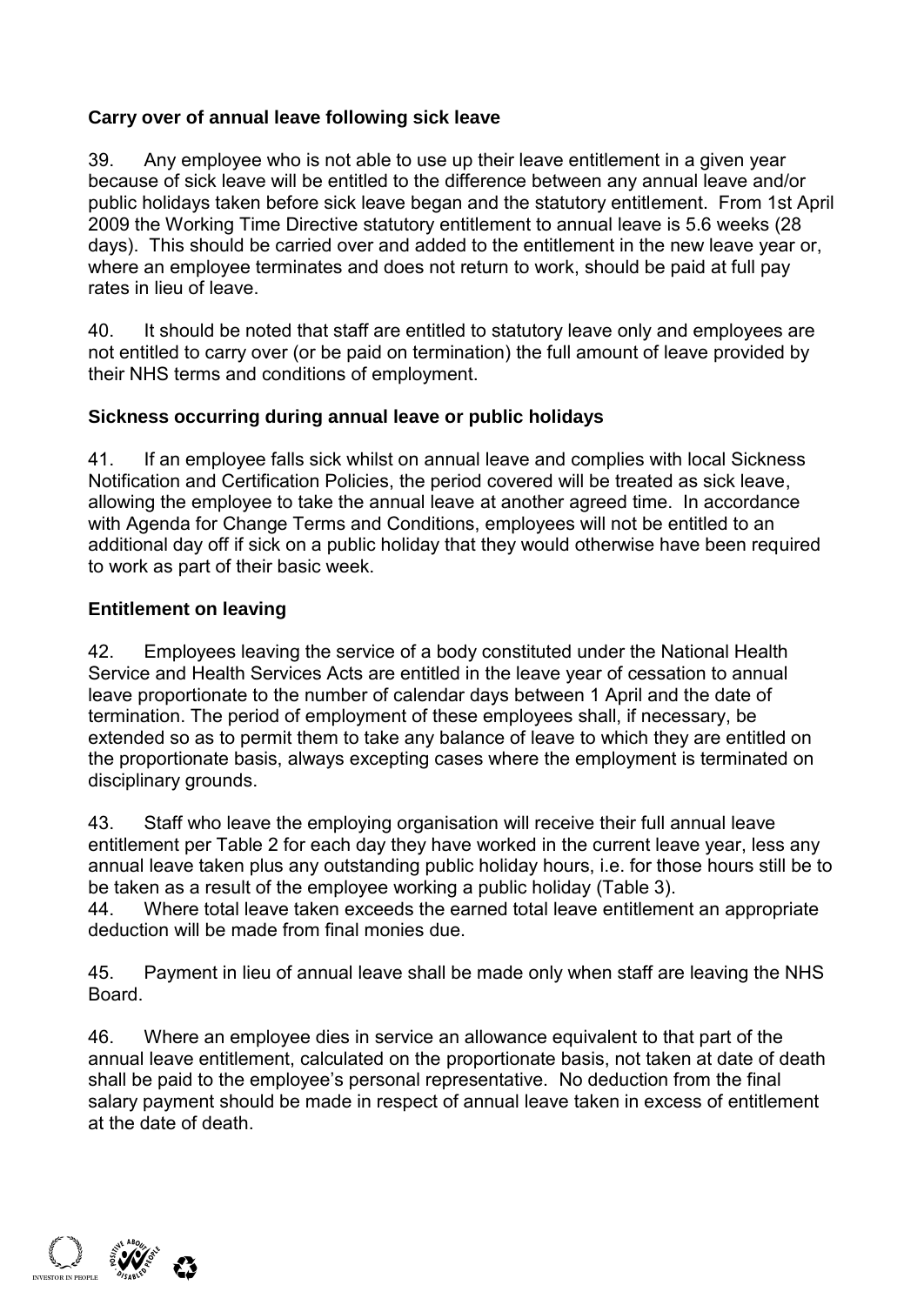### Carry over of annual leave following sick leave

39. Any employee who is not able to use up their leave entitlement in a given year because of sick leave will be entitled to the difference between any annual leave and/or public holidays taken before sick leave began and the statutory entitlement. From 1st April 2009 the Working Time Directive statutory entitlement to annual leave is 5.6 weeks (28 days). This should be carried over and added to the entitlement in the new leave year or, where an employee terminates and does not return to work, should be paid at full pay rates in lieu of leave.

40. It should be noted that staff are entitled to statutory leave only and employees are not entitled to carry over (or be paid on termination) the full amount of leave provided by their NHS terms and conditions of employment.

### Sickness occurring during annual leave or public holidays

41. If an employee falls sick whilst on annual leave and complies with local Sickness Notification and Certification Policies, the period covered will be treated as sick leave, allowing the employee to take the annual leave at another agreed time. In accordance with Agenda for Change Terms and Conditions, employees will not be entitled to an additional day off if sick on a public holiday that they would otherwise have been required to work as part of their basic week.

### Entitlement on leaving

42. Employees leaving the service of a body constituted under the National Health Service and Health Services Acts are entitled in the leave year of cessation to annual leave proportionate to the number of calendar days between 1 April and the date of termination. The period of employment of these employees shall, if necessary, be extended so as to permit them to take any balance of leave to which they are entitled on the proportionate basis, always excepting cases where the employment is terminated on disciplinary grounds.

43. Staff who leave the employing organisation will receive their full annual leave entitlement per Table 2 for each day they have worked in the current leave year, less any annual leave taken plus any outstanding public holiday hours, i.e. for those hours still be to be taken as a result of the employee working a public holiday (Table 3).

44. Where total leave taken exceeds the earned total leave entitlement an appropriate deduction will be made from final monies due.

45. Payment in lieu of annual leave shall be made only when staff are leaving the NHS Board.

46. Where an employee dies in service an allowance equivalent to that part of the annual leave entitlement, calculated on the proportionate basis, not taken at date of death shall be paid to the employee's personal representative. No deduction from the final salary payment should be made in respect of annual leave taken in excess of entitlement at the date of death.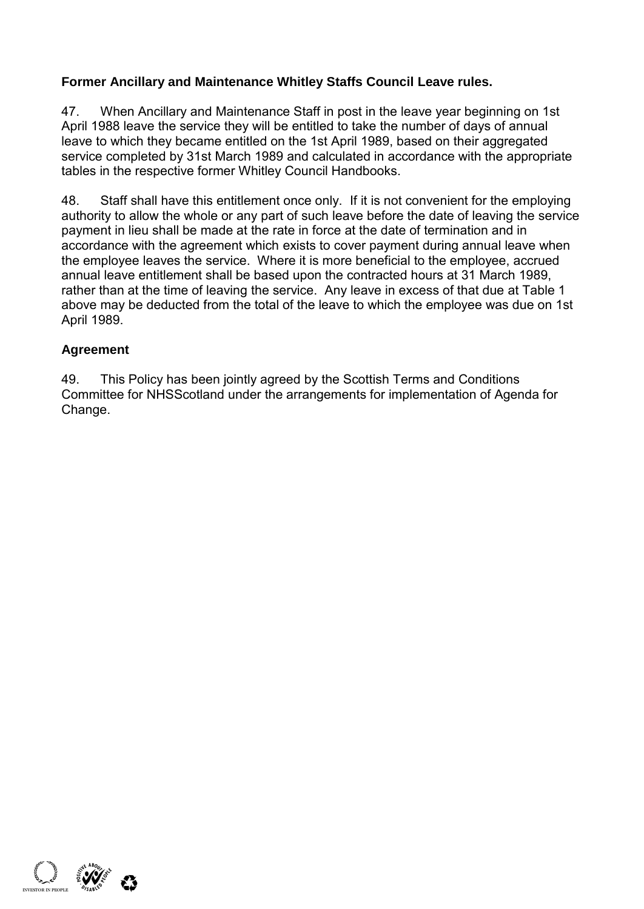**Former Ancillary and Maintenance Whitley Staffs Council Leave rules.**

47. When Ancillary and Maintenance Staff in post in the leave year beginning on 1st April 1988 leave the service they will be entitled to take the number of days of annual leave to which they became entitled on the 1st April 1989, based on their aggregated service completed by 31st March 1989 and calculated in accordance with the appropriate tables in the respective former Whitley Council Handbooks.

48. Staff shall have this entitlement once only. If it is not convenient for the employing authority to allow the whole or any part of such leave before the date of leaving the service payment in lieu shall be made at the rate in force at the date of termination and in accordance with the agreement which exists to cover payment during annual leave when the employee leaves the service. Where it is more beneficial to the employee, accrued annual leave entitlement shall be based upon the contracted hours at 31 March 1989, rather than at the time of leaving the service. Any leave in excess of that due at Table 1 above may be deducted from the total of the leave to which the employee was due on 1st April 1989.

**Agreement**

49. This Policy has been jointly agreed by the Scottish Terms and Conditions Committee for NHSScotland under the arrangements for implementation of Agenda for Change.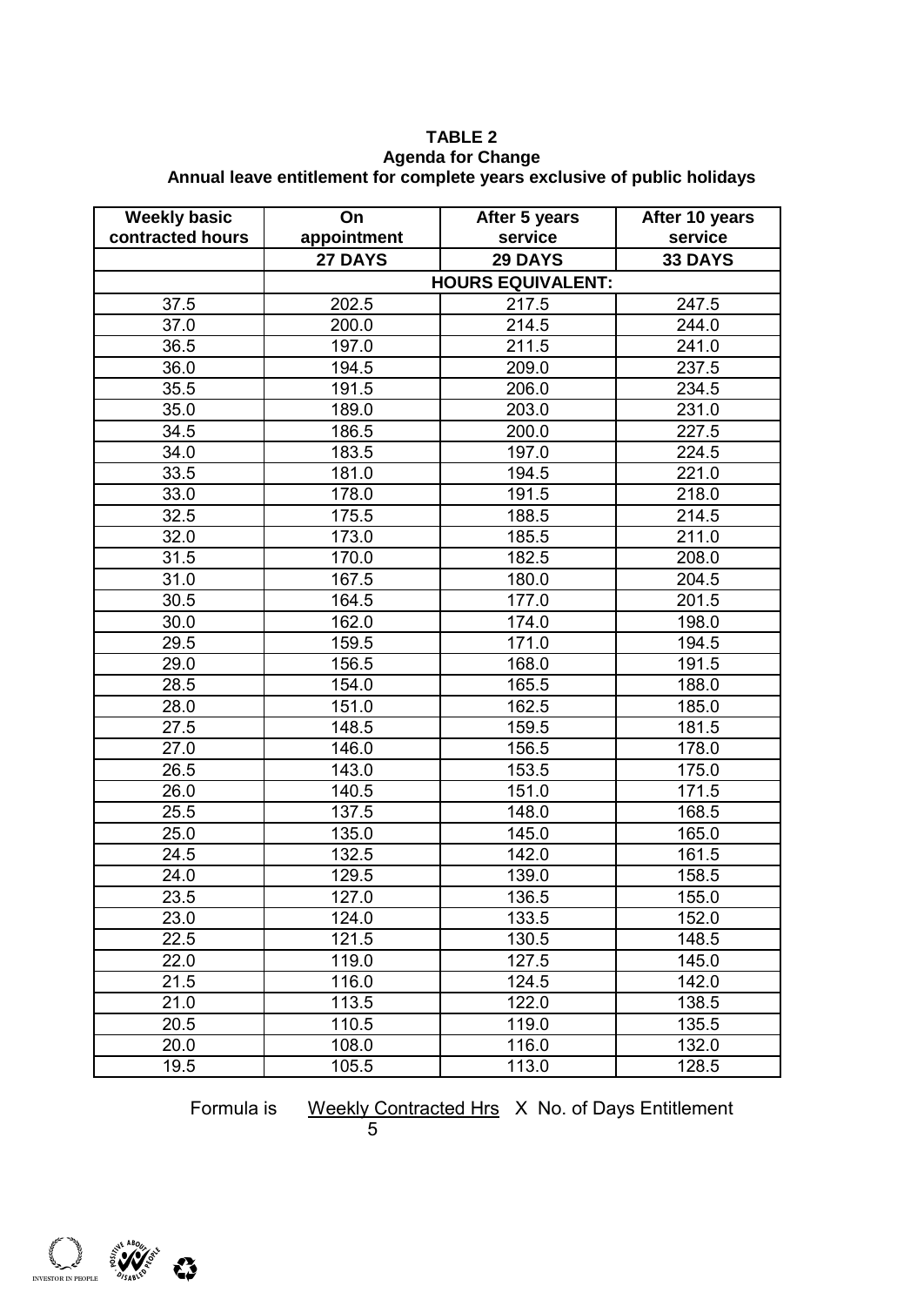**TABLE 2**
**Agenda for Change**
**Annual leave entitlement for complete years exclusive of public holidays**

| Weekly basic contracted hours | On appointment | After 5 years service | After 10 years service |
|---|---|---|---|
| | **27 DAYS** | **29 DAYS** | **33 DAYS** |
| | **HOURS EQUIVALENT:** | | |
| 37.5 | 202.5 | 217.5 | 247.5 |
| 37.0 | 200.0 | 214.5 | 244.0 |
| 36.5 | 197.0 | 211.5 | 241.0 |
| 36.0 | 194.5 | 209.0 | 237.5 |
| 35.5 | 191.5 | 206.0 | 234.5 |
| 35.0 | 189.0 | 203.0 | 231.0 |
| 34.5 | 186.5 | 200.0 | 227.5 |
| 34.0 | 183.5 | 197.0 | 224.5 |
| 33.5 | 181.0 | 194.5 | 221.0 |
| 33.0 | 178.0 | 191.5 | 218.0 |
| 32.5 | 175.5 | 188.5 | 214.5 |
| 32.0 | 173.0 | 185.5 | 211.0 |
| 31.5 | 170.0 | 182.5 | 208.0 |
| 31.0 | 167.5 | 180.0 | 204.5 |
| 30.5 | 164.5 | 177.0 | 201.5 |
| 30.0 | 162.0 | 174.0 | 198.0 |
| 29.5 | 159.5 | 171.0 | 194.5 |
| 29.0 | 156.5 | 168.0 | 191.5 |
| 28.5 | 154.0 | 165.5 | 188.0 |
| 28.0 | 151.0 | 162.5 | 185.0 |
| 27.5 | 148.5 | 159.5 | 181.5 |
| 27.0 | 146.0 | 156.5 | 178.0 |
| 26.5 | 143.0 | 153.5 | 175.0 |
| 26.0 | 140.5 | 151.0 | 171.5 |
| 25.5 | 137.5 | 148.0 | 168.5 |
| 25.0 | 135.0 | 145.0 | 165.0 |
| 24.5 | 132.5 | 142.0 | 161.5 |
| 24.0 | 129.5 | 139.0 | 158.5 |
| 23.5 | 127.0 | 136.5 | 155.0 |
| 23.0 | 124.0 | 133.5 | 152.0 |
| 22.5 | 121.5 | 130.5 | 148.5 |
| 22.0 | 119.0 | 127.5 | 145.0 |
| 21.5 | 116.0 | 124.5 | 142.0 |
| 21.0 | 113.5 | 122.0 | 138.5 |
| 20.5 | 110.5 | 119.0 | 135.5 |
| 20.0 | 108.0 | 116.0 | 132.0 |
| 19.5 | 105.5 | 113.0 | 128.5 |

Formula is $\frac{\text{Weekly Contracted Hrs}}{5} \times \text{No. of Days Entitlement}$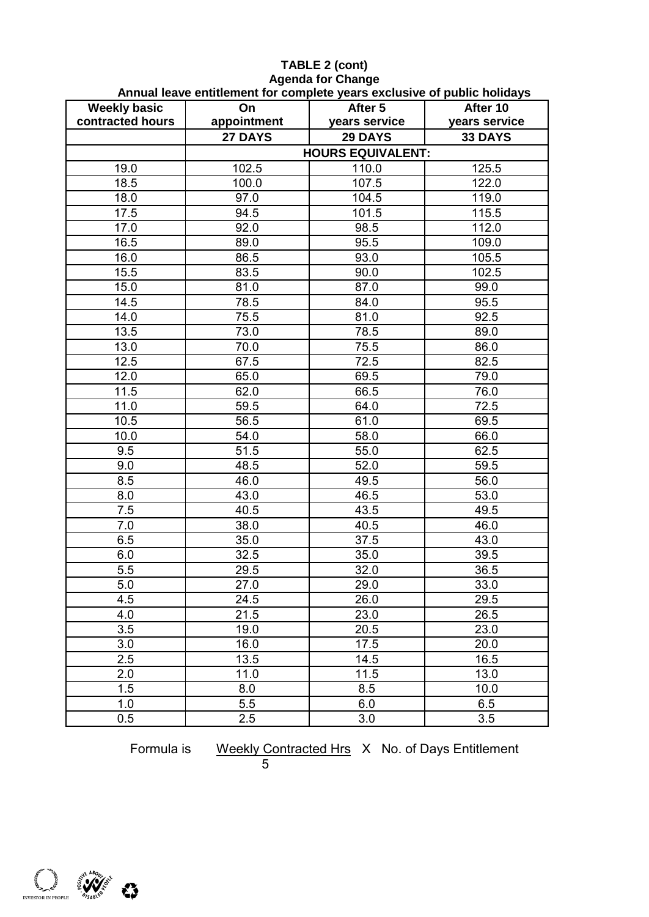**TABLE 2 (cont)**
**Agenda for Change**
**Annual leave entitlement for complete years exclusive of public holidays**

| Weekly basic contracted hours | On appointment | After 5 years service | After 10 years service |
|---|---|---|---|
| | **27 DAYS** | **29 DAYS** | **33 DAYS** |
| | **HOURS EQUIVALENT:** | | |
| 19.0 | 102.5 | 110.0 | 125.5 |
| 18.5 | 100.0 | 107.5 | 122.0 |
| 18.0 | 97.0 | 104.5 | 119.0 |
| 17.5 | 94.5 | 101.5 | 115.5 |
| 17.0 | 92.0 | 98.5 | 112.0 |
| 16.5 | 89.0 | 95.5 | 109.0 |
| 16.0 | 86.5 | 93.0 | 105.5 |
| 15.5 | 83.5 | 90.0 | 102.5 |
| 15.0 | 81.0 | 87.0 | 99.0 |
| 14.5 | 78.5 | 84.0 | 95.5 |
| 14.0 | 75.5 | 81.0 | 92.5 |
| 13.5 | 73.0 | 78.5 | 89.0 |
| 13.0 | 70.0 | 75.5 | 86.0 |
| 12.5 | 67.5 | 72.5 | 82.5 |
| 12.0 | 65.0 | 69.5 | 79.0 |
| 11.5 | 62.0 | 66.5 | 76.0 |
| 11.0 | 59.5 | 64.0 | 72.5 |
| 10.5 | 56.5 | 61.0 | 69.5 |
| 10.0 | 54.0 | 58.0 | 66.0 |
| 9.5 | 51.5 | 55.0 | 62.5 |
| 9.0 | 48.5 | 52.0 | 59.5 |
| 8.5 | 46.0 | 49.5 | 56.0 |
| 8.0 | 43.0 | 46.5 | 53.0 |
| 7.5 | 40.5 | 43.5 | 49.5 |
| 7.0 | 38.0 | 40.5 | 46.0 |
| 6.5 | 35.0 | 37.5 | 43.0 |
| 6.0 | 32.5 | 35.0 | 39.5 |
| 5.5 | 29.5 | 32.0 | 36.5 |
| 5.0 | 27.0 | 29.0 | 33.0 |
| 4.5 | 24.5 | 26.0 | 29.5 |
| 4.0 | 21.5 | 23.0 | 26.5 |
| 3.5 | 19.0 | 20.5 | 23.0 |
| 3.0 | 16.0 | 17.5 | 20.0 |
| 2.5 | 13.5 | 14.5 | 16.5 |
| 2.0 | 11.0 | 11.5 | 13.0 |
| 1.5 | 8.0 | 8.5 | 10.0 |
| 1.0 | 5.5 | 6.0 | 6.5 |
| 0.5 | 2.5 | 3.0 | 3.5 |

Formula is $\frac{\text{Weekly Contracted Hrs}}{5} \times \text{No. of Days Entitlement}$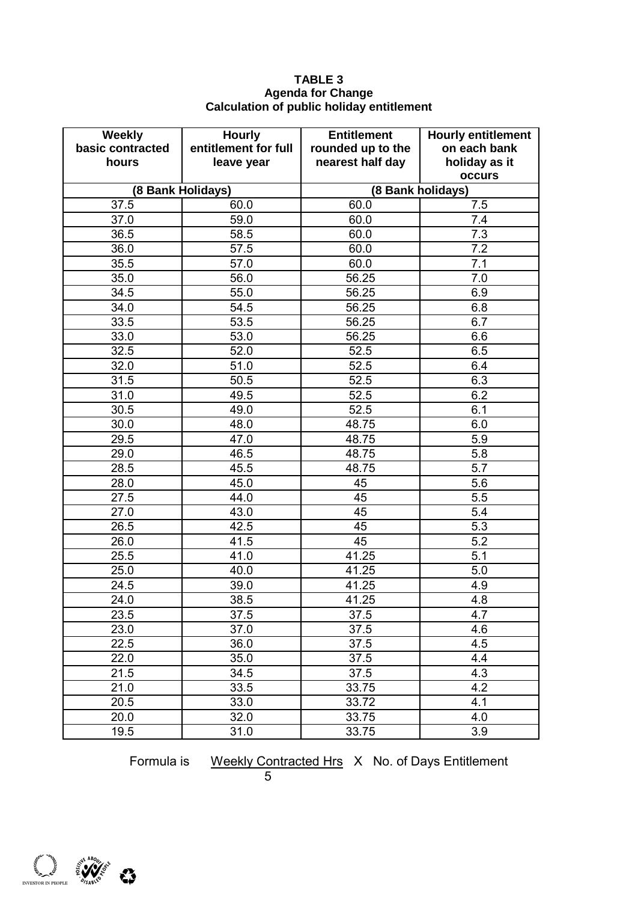**TABLE 3**
**Agenda for Change**
**Calculation of public holiday entitlement**

| Weekly basic contracted hours | Hourly entitlement for full leave year | Entitlement rounded up to the nearest half day | Hourly entitlement on each bank holiday as it occurs |
|---|---|---|---|
| (8 Bank Holidays) | | (8 Bank holidays) | |
| 37.5 | 60.0 | 60.0 | 7.5 |
| 37.0 | 59.0 | 60.0 | 7.4 |
| 36.5 | 58.5 | 60.0 | 7.3 |
| 36.0 | 57.5 | 60.0 | 7.2 |
| 35.5 | 57.0 | 60.0 | 7.1 |
| 35.0 | 56.0 | 56.25 | 7.0 |
| 34.5 | 55.0 | 56.25 | 6.9 |
| 34.0 | 54.5 | 56.25 | 6.8 |
| 33.5 | 53.5 | 56.25 | 6.7 |
| 33.0 | 53.0 | 56.25 | 6.6 |
| 32.5 | 52.0 | 52.5 | 6.5 |
| 32.0 | 51.0 | 52.5 | 6.4 |
| 31.5 | 50.5 | 52.5 | 6.3 |
| 31.0 | 49.5 | 52.5 | 6.2 |
| 30.5 | 49.0 | 52.5 | 6.1 |
| 30.0 | 48.0 | 48.75 | 6.0 |
| 29.5 | 47.0 | 48.75 | 5.9 |
| 29.0 | 46.5 | 48.75 | 5.8 |
| 28.5 | 45.5 | 48.75 | 5.7 |
| 28.0 | 45.0 | 45 | 5.6 |
| 27.5 | 44.0 | 45 | 5.5 |
| 27.0 | 43.0 | 45 | 5.4 |
| 26.5 | 42.5 | 45 | 5.3 |
| 26.0 | 41.5 | 45 | 5.2 |
| 25.5 | 41.0 | 41.25 | 5.1 |
| 25.0 | 40.0 | 41.25 | 5.0 |
| 24.5 | 39.0 | 41.25 | 4.9 |
| 24.0 | 38.5 | 41.25 | 4.8 |
| 23.5 | 37.5 | 37.5 | 4.7 |
| 23.0 | 37.0 | 37.5 | 4.6 |
| 22.5 | 36.0 | 37.5 | 4.5 |
| 22.0 | 35.0 | 37.5 | 4.4 |
| 21.5 | 34.5 | 37.5 | 4.3 |
| 21.0 | 33.5 | 33.75 | 4.2 |
| 20.5 | 33.0 | 33.72 | 4.1 |
| 20.0 | 32.0 | 33.75 | 4.0 |
| 19.5 | 31.0 | 33.75 | 3.9 |

Formula is $\frac{\text{Weekly Contracted Hrs}}{5} \times \text{No. of Days Entitlement}$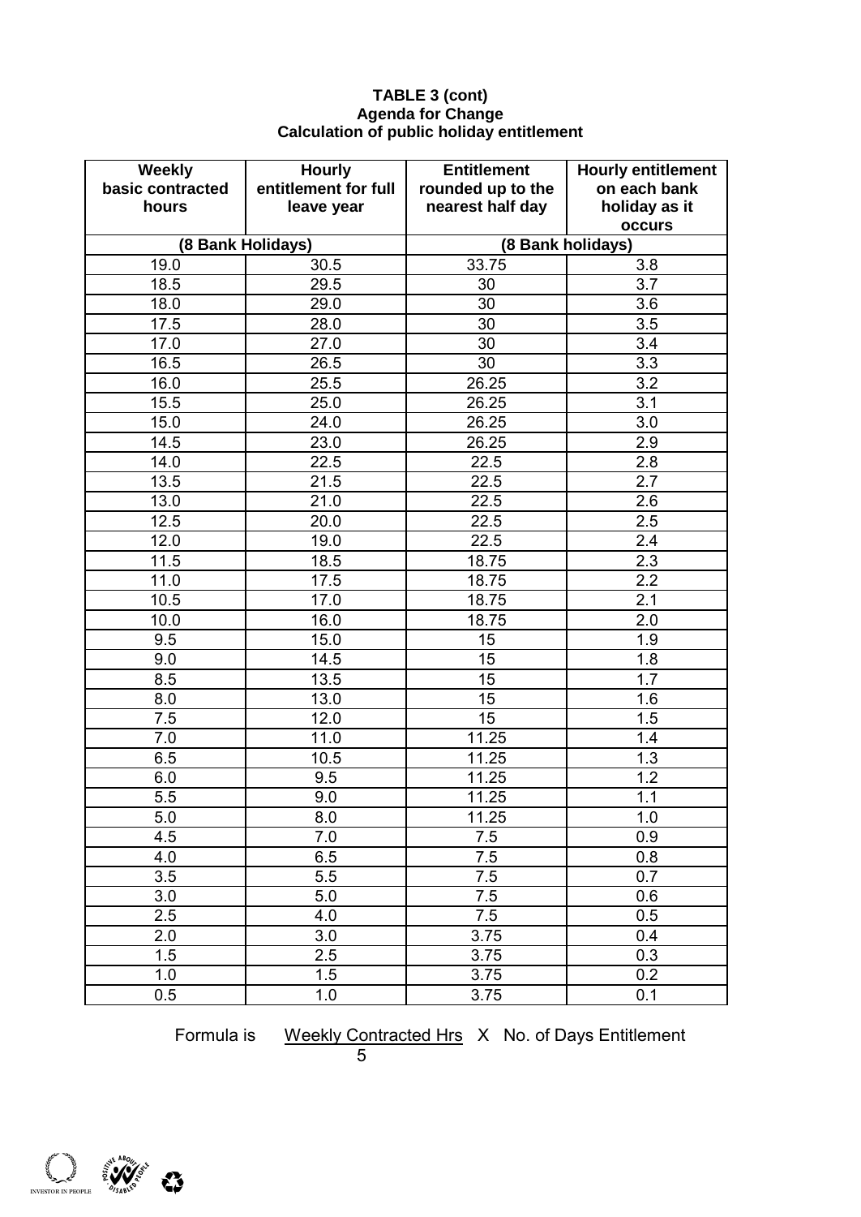**TABLE 3 (cont)**
**Agenda for Change**
**Calculation of public holiday entitlement**

| Weekly basic contracted hours | Hourly entitlement for full leave year | Entitlement rounded up to the nearest half day | Hourly entitlement on each bank holiday as it occurs |
|---|---|---|---|
| (8 Bank Holidays) | | (8 Bank holidays) | |
| 19.0 | 30.5 | 33.75 | 3.8 |
| 18.5 | 29.5 | 30 | 3.7 |
| 18.0 | 29.0 | 30 | 3.6 |
| 17.5 | 28.0 | 30 | 3.5 |
| 17.0 | 27.0 | 30 | 3.4 |
| 16.5 | 26.5 | 30 | 3.3 |
| 16.0 | 25.5 | 26.25 | 3.2 |
| 15.5 | 25.0 | 26.25 | 3.1 |
| 15.0 | 24.0 | 26.25 | 3.0 |
| 14.5 | 23.0 | 26.25 | 2.9 |
| 14.0 | 22.5 | 22.5 | 2.8 |
| 13.5 | 21.5 | 22.5 | 2.7 |
| 13.0 | 21.0 | 22.5 | 2.6 |
| 12.5 | 20.0 | 22.5 | 2.5 |
| 12.0 | 19.0 | 22.5 | 2.4 |
| 11.5 | 18.5 | 18.75 | 2.3 |
| 11.0 | 17.5 | 18.75 | 2.2 |
| 10.5 | 17.0 | 18.75 | 2.1 |
| 10.0 | 16.0 | 18.75 | 2.0 |
| 9.5 | 15.0 | 15 | 1.9 |
| 9.0 | 14.5 | 15 | 1.8 |
| 8.5 | 13.5 | 15 | 1.7 |
| 8.0 | 13.0 | 15 | 1.6 |
| 7.5 | 12.0 | 15 | 1.5 |
| 7.0 | 11.0 | 11.25 | 1.4 |
| 6.5 | 10.5 | 11.25 | 1.3 |
| 6.0 | 9.5 | 11.25 | 1.2 |
| 5.5 | 9.0 | 11.25 | 1.1 |
| 5.0 | 8.0 | 11.25 | 1.0 |
| 4.5 | 7.0 | 7.5 | 0.9 |
| 4.0 | 6.5 | 7.5 | 0.8 |
| 3.5 | 5.5 | 7.5 | 0.7 |
| 3.0 | 5.0 | 7.5 | 0.6 |
| 2.5 | 4.0 | 7.5 | 0.5 |
| 2.0 | 3.0 | 3.75 | 0.4 |
| 1.5 | 2.5 | 3.75 | 0.3 |
| 1.0 | 1.5 | 3.75 | 0.2 |
| 0.5 | 1.0 | 3.75 | 0.1 |

Formula is $\frac{\text{Weekly Contracted Hrs}}{5} \times \text{No. of Days Entitlement}$